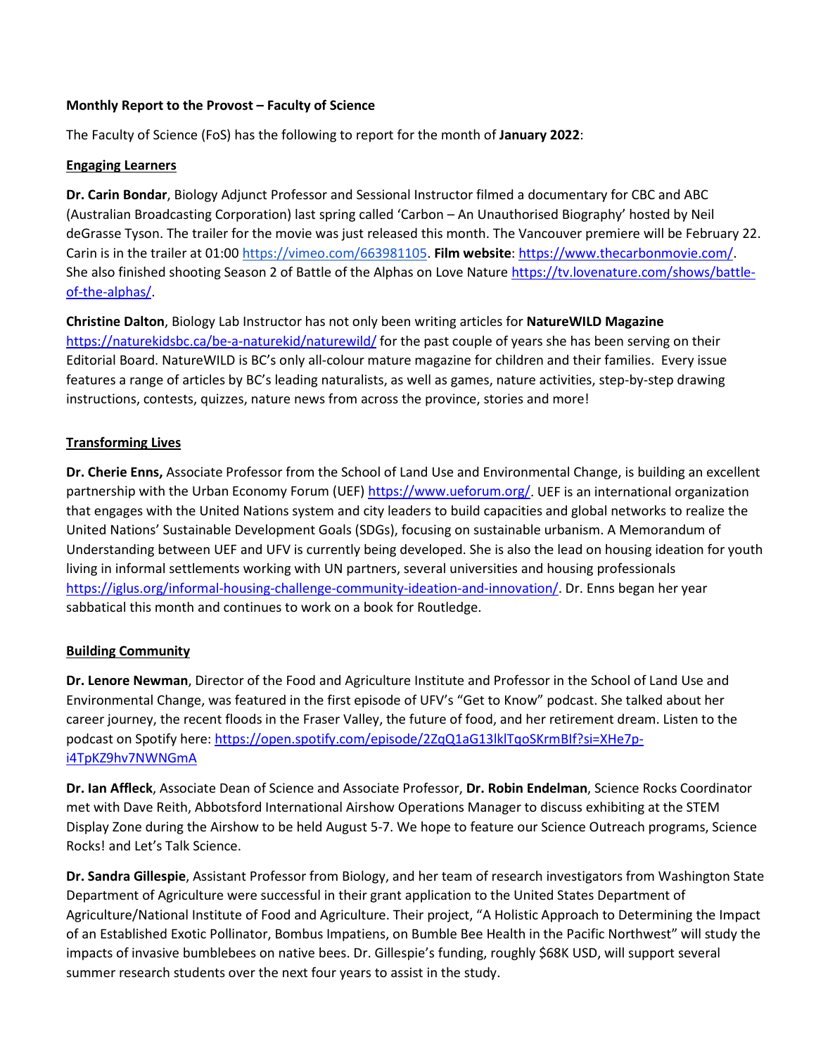**Monthly Report to the Provost – Faculty of Science**

The Faculty of Science (FoS) has the following to report for the month of **January 2022**:

**Engaging Learners**

**Dr. Carin Bondar**, Biology Adjunct Professor and Sessional Instructor filmed a documentary for CBC and ABC (Australian Broadcasting Corporation) last spring called 'Carbon – An Unauthorised Biography' hosted by Neil deGrasse Tyson. The trailer for the movie was just released this month. The Vancouver premiere will be February 22. Carin is in the trailer at 01:00 https://vimeo.com/663981105. **Film website**: https://www.thecarbonmovie.com/. She also finished shooting Season 2 of Battle of the Alphas on Love Nature https://tv.lovenature.com/shows/battle-of-the-alphas/.

**Christine Dalton**, Biology Lab Instructor has not only been writing articles for **NatureWILD Magazine** https://naturekidsbc.ca/be-a-naturekid/naturewild/ for the past couple of years she has been serving on their Editorial Board. NatureWILD is BC's only all-colour mature magazine for children and their families. Every issue features a range of articles by BC's leading naturalists, as well as games, nature activities, step-by-step drawing instructions, contests, quizzes, nature news from across the province, stories and more!

**Transforming Lives**

**Dr. Cherie Enns,** Associate Professor from the School of Land Use and Environmental Change, is building an excellent partnership with the Urban Economy Forum (UEF) https://www.ueforum.org/. UEF is an international organization that engages with the United Nations system and city leaders to build capacities and global networks to realize the United Nations' Sustainable Development Goals (SDGs), focusing on sustainable urbanism. A Memorandum of Understanding between UEF and UFV is currently being developed. She is also the lead on housing ideation for youth living in informal settlements working with UN partners, several universities and housing professionals https://iglus.org/informal-housing-challenge-community-ideation-and-innovation/. Dr. Enns began her year sabbatical this month and continues to work on a book for Routledge.

**Building Community**

**Dr. Lenore Newman**, Director of the Food and Agriculture Institute and Professor in the School of Land Use and Environmental Change, was featured in the first episode of UFV's "Get to Know" podcast. She talked about her career journey, the recent floods in the Fraser Valley, the future of food, and her retirement dream. Listen to the podcast on Spotify here: https://open.spotify.com/episode/2ZqQ1aG13lklTqoSKrmBIf?si=XHe7p-i4TpKZ9hv7NWNGmA

**Dr. Ian Affleck**, Associate Dean of Science and Associate Professor, **Dr. Robin Endelman**, Science Rocks Coordinator met with Dave Reith, Abbotsford International Airshow Operations Manager to discuss exhibiting at the STEM Display Zone during the Airshow to be held August 5-7. We hope to feature our Science Outreach programs, Science Rocks! and Let's Talk Science.

**Dr. Sandra Gillespie**, Assistant Professor from Biology, and her team of research investigators from Washington State Department of Agriculture were successful in their grant application to the United States Department of Agriculture/National Institute of Food and Agriculture. Their project, "A Holistic Approach to Determining the Impact of an Established Exotic Pollinator, Bombus Impatiens, on Bumble Bee Health in the Pacific Northwest" will study the impacts of invasive bumblebees on native bees. Dr. Gillespie's funding, roughly $68K USD, will support several summer research students over the next four years to assist in the study.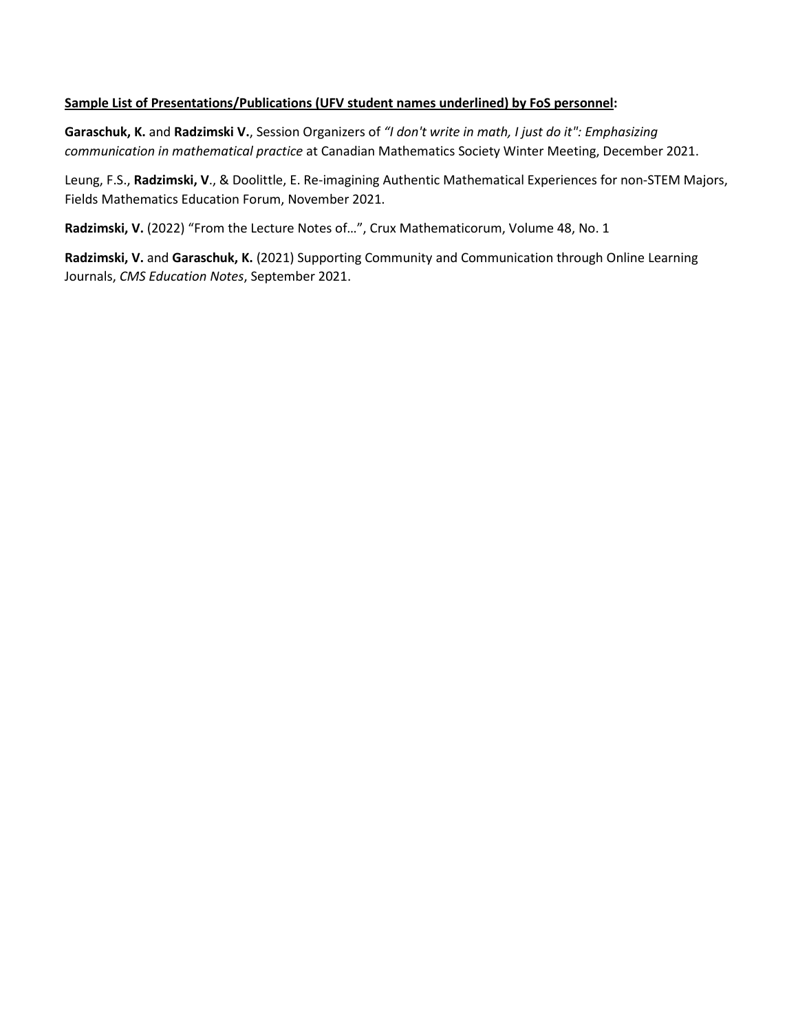**Sample List of Presentations/Publications (UFV student names underlined) by FoS personnel:**

**Garaschuk, K.** and **Radzimski V.**, Session Organizers of *"I don't write in math, I just do it": Emphasizing communication in mathematical practice* at Canadian Mathematics Society Winter Meeting, December 2021.

Leung, F.S., **Radzimski, V**., & Doolittle, E. Re-imagining Authentic Mathematical Experiences for non-STEM Majors, Fields Mathematics Education Forum, November 2021.

**Radzimski, V.** (2022) "From the Lecture Notes of…", Crux Mathematicorum, Volume 48, No. 1

**Radzimski, V.** and **Garaschuk, K.** (2021) Supporting Community and Communication through Online Learning Journals, *CMS Education Notes*, September 2021.